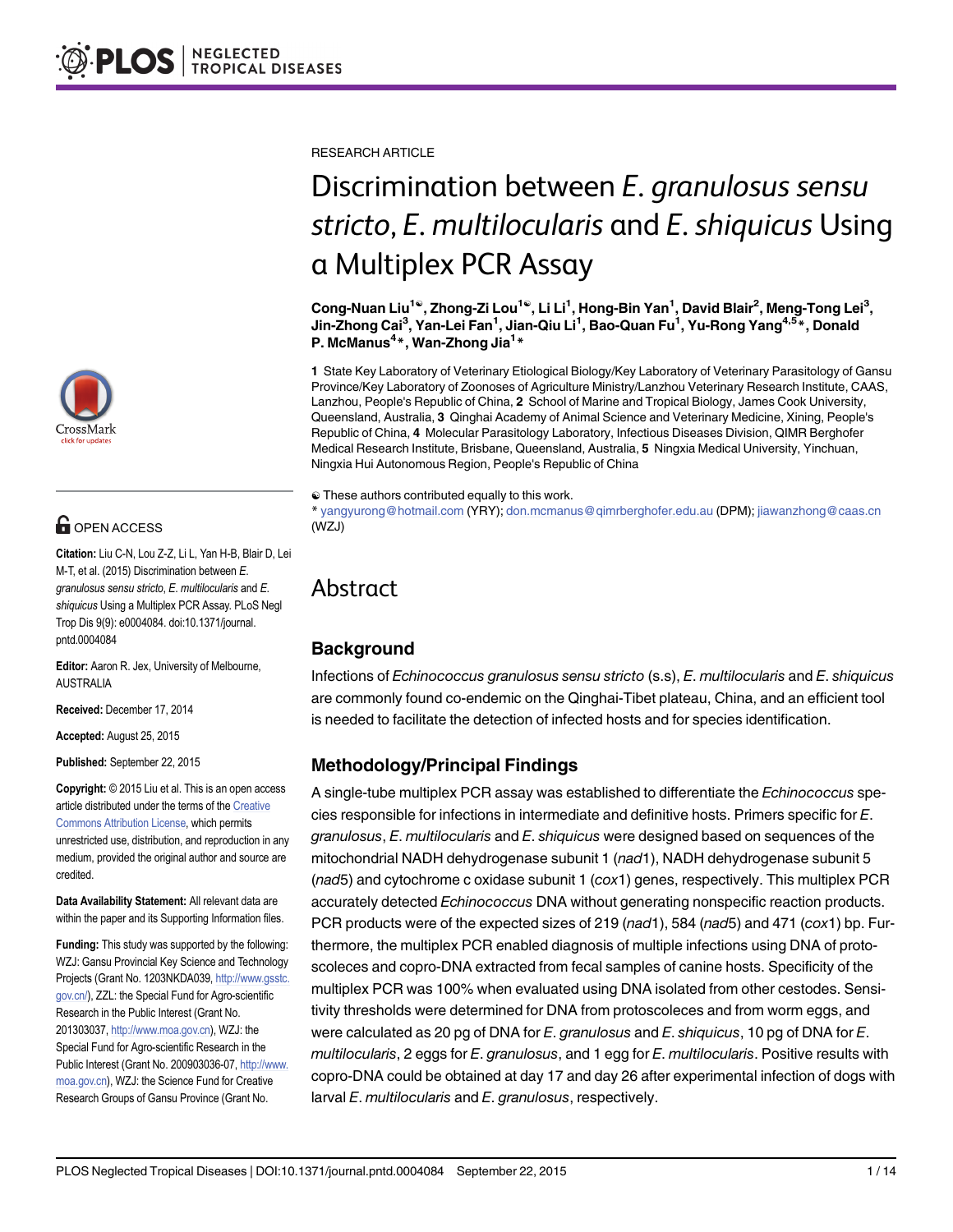RESEARCH ARTICLE

# Discrimination between *E. granulosus sensu stricto*, *E. multilocularis* and *E. shiquicus* Using a Multiplex PCR Assay

**Cong-Nuan Liu[1☯], Zhong-Zi Lou[1☯], Li Li[1], Hong-Bin Yan[1], David Blair[2], Meng-Tong Lei[3], Jin-Zhong Cai[3], Yan-Lei Fan[1], Jian-Qiu Li[1], Bao-Quan Fu[1], Yu-Rong Yang[4,5]*, Donald P. McManus[4]*, Wan-Zhong Jia[1]***

**1** State Key Laboratory of Veterinary Etiological Biology/Key Laboratory of Veterinary Parasitology of Gansu Province/Key Laboratory of Zoonoses of Agriculture Ministry/Lanzhou Veterinary Research Institute, CAAS, Lanzhou, People's Republic of China, **2** School of Marine and Tropical Biology, James Cook University, Queensland, Australia, **3** Qinghai Academy of Animal Science and Veterinary Medicine, Xining, People's Republic of China, **4** Molecular Parasitology Laboratory, Infectious Diseases Division, QIMR Berghofer Medical Research Institute, Brisbane, Queensland, Australia, **5** Ningxia Medical University, Yinchuan, Ningxia Hui Autonomous Region, People's Republic of China

☯ These authors contributed equally to this work.

* yangyurong@hotmail.com (YRY); don.mcmanus@qimrberghofer.edu.au (DPM); jiawanzhong@caas.cn (WZJ)

OPEN ACCESS

**Citation:** Liu C-N, Lou Z-Z, Li L, Yan H-B, Blair D, Lei M-T, et al. (2015) Discrimination between *E. granulosus sensu stricto*, *E. multilocularis* and *E. shiquicus* Using a Multiplex PCR Assay. PLoS Negl Trop Dis 9(9): e0004084. doi:10.1371/journal.pntd.0004084

**Editor:** Aaron R. Jex, University of Melbourne, AUSTRALIA

**Received:** December 17, 2014

**Accepted:** August 25, 2015

**Published:** September 22, 2015

**Copyright:** © 2015 Liu et al. This is an open access article distributed under the terms of the Creative Commons Attribution License, which permits unrestricted use, distribution, and reproduction in any medium, provided the original author and source are credited.

**Data Availability Statement:** All relevant data are within the paper and its Supporting Information files.

**Funding:** This study was supported by the following: WZJ: Gansu Provincial Key Science and Technology Projects (Grant No. 1203NKDA039, http://www.gsstc.gov.cn/), ZZL: the Special Fund for Agro-scientific Research in the Public Interest (Grant No. 201303037, http://www.moa.gov.cn), WZJ: the Special Fund for Agro-scientific Research in the Public Interest (Grant No. 200903036-07, http://www.moa.gov.cn), WZJ: the Science Fund for Creative Research Groups of Gansu Province (Grant No.

# Abstract

## Background

Infections of *Echinococcus granulosus sensu stricto* (s.s), *E. multilocularis* and *E. shiquicus* are commonly found co-endemic on the Qinghai-Tibet plateau, China, and an efficient tool is needed to facilitate the detection of infected hosts and for species identification.

## Methodology/Principal Findings

A single-tube multiplex PCR assay was established to differentiate the *Echinococcus* species responsible for infections in intermediate and definitive hosts. Primers specific for *E. granulosus*, *E. multilocularis* and *E. shiquicus* were designed based on sequences of the mitochondrial NADH dehydrogenase subunit 1 (*nad*1), NADH dehydrogenase subunit 5 (*nad*5) and cytochrome c oxidase subunit 1 (*cox*1) genes, respectively. This multiplex PCR accurately detected *Echinococcus* DNA without generating nonspecific reaction products. PCR products were of the expected sizes of 219 (*nad*1), 584 (*nad*5) and 471 (*cox*1) bp. Furthermore, the multiplex PCR enabled diagnosis of multiple infections using DNA of protoscoleces and copro-DNA extracted from fecal samples of canine hosts. Specificity of the multiplex PCR was 100% when evaluated using DNA isolated from other cestodes. Sensitivity thresholds were determined for DNA from protoscoleces and from worm eggs, and were calculated as 20 pg of DNA for *E. granulosus* and *E. shiquicus*, 10 pg of DNA for *E. multilocularis*, 2 eggs for *E. granulosus*, and 1 egg for *E. multilocularis*. Positive results with copro-DNA could be obtained at day 17 and day 26 after experimental infection of dogs with larval *E. multilocularis* and *E. granulosus*, respectively.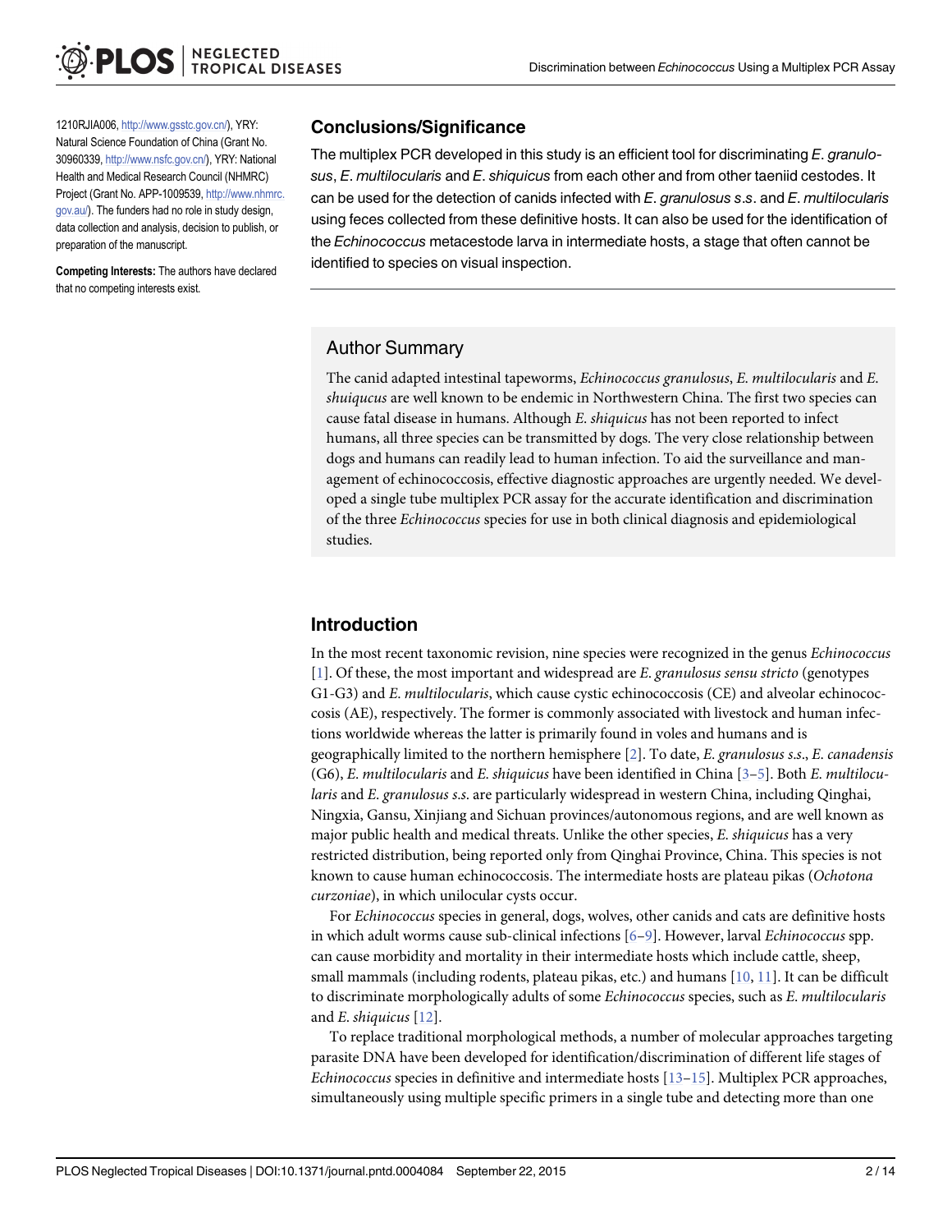1210RJIA006, http://www.gsstc.gov.cn/), YRY: Natural Science Foundation of China (Grant No. 30960339, http://www.nsfc.gov.cn/), YRY: National Health and Medical Research Council (NHMRC) Project (Grant No. APP-1009539, http://www.nhmrc.gov.au/). The funders had no role in study design, data collection and analysis, decision to publish, or preparation of the manuscript.

**Competing Interests:** The authors have declared that no competing interests exist.

## Conclusions/Significance

The multiplex PCR developed in this study is an efficient tool for discriminating *E. granulosus*, *E. multilocularis* and *E. shiquicus* from each other and from other taeniid cestodes. It can be used for the detection of canids infected with *E. granulosus s.s*. and *E. multilocularis* using feces collected from these definitive hosts. It can also be used for the identification of the *Echinococcus* metacestode larva in intermediate hosts, a stage that often cannot be identified to species on visual inspection.

## Author Summary

The canid adapted intestinal tapeworms, *Echinococcus granulosus*, *E. multilocularis* and *E. shuiqucus* are well known to be endemic in Northwestern China. The first two species can cause fatal disease in humans. Although *E. shiqucus* has not been reported to infect humans, all three species can be transmitted by dogs. The very close relationship between dogs and humans can readily lead to human infection. To aid the surveillance and management of echinococcosis, effective diagnostic approaches are urgently needed. We developed a single tube multiplex PCR assay for the accurate identification and discrimination of the three *Echinococcus* species for use in both clinical diagnosis and epidemiological studies.

## Introduction

In the most recent taxonomic revision, nine species were recognized in the genus *Echinococcus* [1]. Of these, the most important and widespread are *E. granulosus sensu stricto* (genotypes G1-G3) and *E. multilocularis*, which cause cystic echinococcosis (CE) and alveolar echinococcosis (AE), respectively. The former is commonly associated with livestock and human infections worldwide whereas the latter is primarily found in voles and humans and is geographically limited to the northern hemisphere [2]. To date, *E. granulosus s.s*., *E. canadensis* (G6), *E. multilocularis* and *E. shiquicus* have been identified in China [3–5]. Both *E. multilocularis* and *E. granulosus s.s*. are particularly widespread in western China, including Qinghai, Ningxia, Gansu, Xinjiang and Sichuan provinces/autonomous regions, and are well known as major public health and medical threats. Unlike the other species, *E. shiquicus* has a very restricted distribution, being reported only from Qinghai Province, China. This species is not known to cause human echinococcosis. The intermediate hosts are plateau pikas (*Ochotona curzoniae*), in which unilocular cysts occur.

For *Echinococcus* species in general, dogs, wolves, other canids and cats are definitive hosts in which adult worms cause sub-clinical infections [6–9]. However, larval *Echinococcus* spp. can cause morbidity and mortality in their intermediate hosts which include cattle, sheep, small mammals (including rodents, plateau pikas, etc.) and humans [10, 11]. It can be difficult to discriminate morphologically adults of some *Echinococcus* species, such as *E. multilocularis* and *E. shiquicus* [12].

To replace traditional morphological methods, a number of molecular approaches targeting parasite DNA have been developed for identification/discrimination of different life stages of *Echinococcus* species in definitive and intermediate hosts [13–15]. Multiplex PCR approaches, simultaneously using multiple specific primers in a single tube and detecting more than one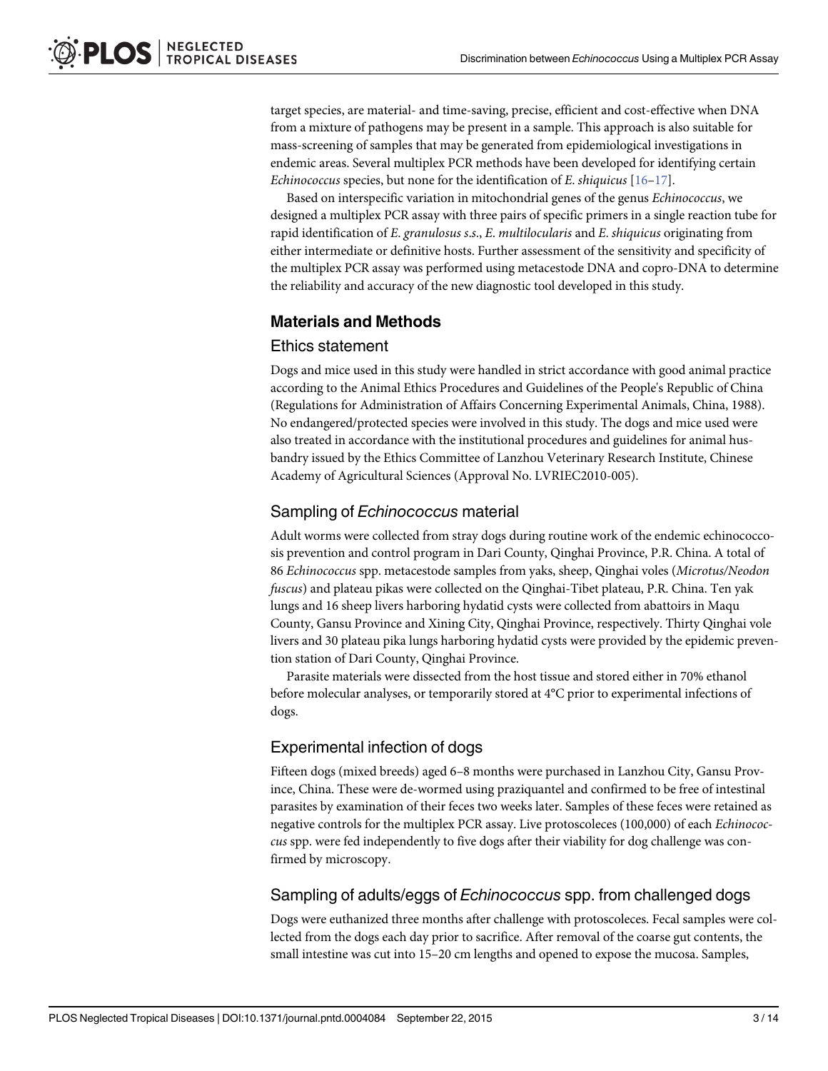target species, are material- and time-saving, precise, efficient and cost-effective when DNA from a mixture of pathogens may be present in a sample. This approach is also suitable for mass-screening of samples that may be generated from epidemiological investigations in endemic areas. Several multiplex PCR methods have been developed for identifying certain *Echinococcus* species, but none for the identification of *E*. *shiquicus* [16–17].

Based on interspecific variation in mitochondrial genes of the genus *Echinococcus*, we designed a multiplex PCR assay with three pairs of specific primers in a single reaction tube for rapid identification of *E*. *granulosus s*.*s*., *E*. *multilocularis* and *E*. *shiquicus* originating from either intermediate or definitive hosts. Further assessment of the sensitivity and specificity of the multiplex PCR assay was performed using metacestode DNA and copro-DNA to determine the reliability and accuracy of the new diagnostic tool developed in this study.

## Materials and Methods

### Ethics statement

Dogs and mice used in this study were handled in strict accordance with good animal practice according to the Animal Ethics Procedures and Guidelines of the People's Republic of China (Regulations for Administration of Affairs Concerning Experimental Animals, China, 1988). No endangered/protected species were involved in this study. The dogs and mice used were also treated in accordance with the institutional procedures and guidelines for animal husbandry issued by the Ethics Committee of Lanzhou Veterinary Research Institute, Chinese Academy of Agricultural Sciences (Approval No. LVRIEC2010-005).

### Sampling of *Echinococcus* material

Adult worms were collected from stray dogs during routine work of the endemic echinococcosis prevention and control program in Dari County, Qinghai Province, P.R. China. A total of 86 *Echinococcus* spp. metacestode samples from yaks, sheep, Qinghai voles (*Microtus/Neodon fuscus*) and plateau pikas were collected on the Qinghai-Tibet plateau, P.R. China. Ten yak lungs and 16 sheep livers harboring hydatid cysts were collected from abattoirs in Maqu County, Gansu Province and Xining City, Qinghai Province, respectively. Thirty Qinghai vole livers and 30 plateau pika lungs harboring hydatid cysts were provided by the epidemic prevention station of Dari County, Qinghai Province.

Parasite materials were dissected from the host tissue and stored either in 70% ethanol before molecular analyses, or temporarily stored at 4°C prior to experimental infections of dogs.

### Experimental infection of dogs

Fifteen dogs (mixed breeds) aged 6–8 months were purchased in Lanzhou City, Gansu Province, China. These were de-wormed using praziquantel and confirmed to be free of intestinal parasites by examination of their feces two weeks later. Samples of these feces were retained as negative controls for the multiplex PCR assay. Live protoscoleces (100,000) of each *Echinococcus* spp. were fed independently to five dogs after their viability for dog challenge was confirmed by microscopy.

### Sampling of adults/eggs of *Echinococcus* spp. from challenged dogs

Dogs were euthanized three months after challenge with protoscoleces. Fecal samples were collected from the dogs each day prior to sacrifice. After removal of the coarse gut contents, the small intestine was cut into 15–20 cm lengths and opened to expose the mucosa. Samples,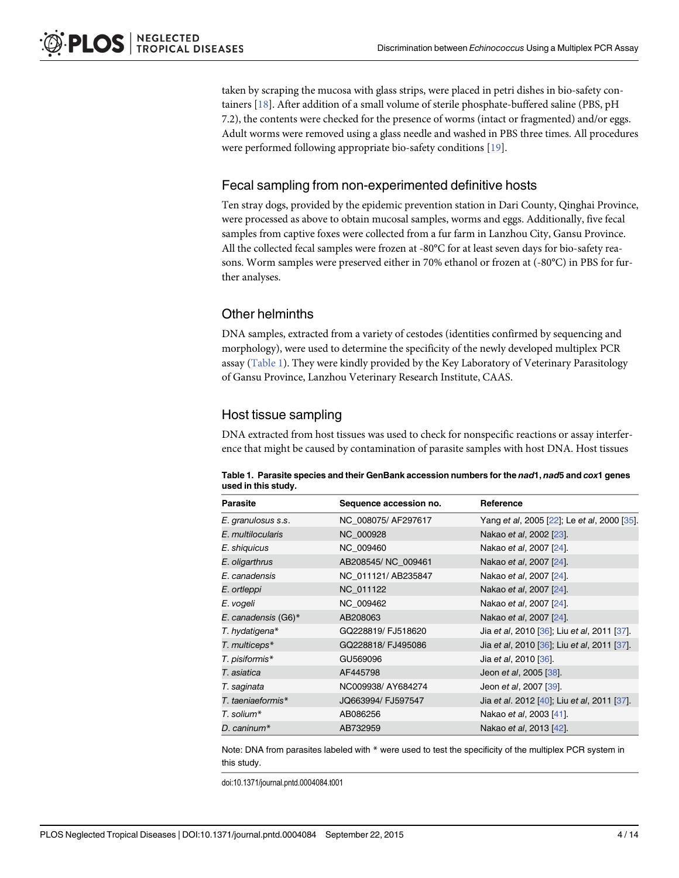taken by scraping the mucosa with glass strips, were placed in petri dishes in bio-safety containers [18]. After addition of a small volume of sterile phosphate-buffered saline (PBS, pH 7.2), the contents were checked for the presence of worms (intact or fragmented) and/or eggs. Adult worms were removed using a glass needle and washed in PBS three times. All procedures were performed following appropriate bio-safety conditions [19].

## Fecal sampling from non-experimented definitive hosts

Ten stray dogs, provided by the epidemic prevention station in Dari County, Qinghai Province, were processed as above to obtain mucosal samples, worms and eggs. Additionally, five fecal samples from captive foxes were collected from a fur farm in Lanzhou City, Gansu Province. All the collected fecal samples were frozen at -80°C for at least seven days for bio-safety reasons. Worm samples were preserved either in 70% ethanol or frozen at (-80°C) in PBS for further analyses.

## Other helminths

DNA samples, extracted from a variety of cestodes (identities confirmed by sequencing and morphology), were used to determine the specificity of the newly developed multiplex PCR assay (Table 1). They were kindly provided by the Key Laboratory of Veterinary Parasitology of Gansu Province, Lanzhou Veterinary Research Institute, CAAS.

## Host tissue sampling

DNA extracted from host tissues was used to check for nonspecific reactions or assay interference that might be caused by contamination of parasite samples with host DNA. Host tissues

**Table 1. Parasite species and their GenBank accession numbers for the *nad*1, *nad*5 and *cox*1 genes used in this study.**

| Parasite | Sequence accession no. | Reference |
|---|---|---|
| *E. granulosus s.s.* | NC_008075/ AF297617 | Yang *et al*, 2005 [22]; Le *et al*, 2000 [35]. |
| *E. multilocularis* | NC_000928 | Nakao *et al*, 2002 [23]. |
| *E. shiquicus* | NC_009460 | Nakao *et al*, 2007 [24]. |
| *E. oligarthrus* | AB208545/ NC_009461 | Nakao *et al*, 2007 [24]. |
| *E. canadensis* | NC_011121/ AB235847 | Nakao *et al*, 2007 [24]. |
| *E. ortleppi* | NC_011122 | Nakao *et al*, 2007 [24]. |
| *E. vogeli* | NC_009462 | Nakao *et al*, 2007 [24]. |
| *E. canadensis* (G6)* | AB208063 | Nakao *et al*, 2007 [24]. |
| *T. hydatigena** | GQ228819/ FJ518620 | Jia *et al*, 2010 [36]; Liu *et al*, 2011 [37]. |
| *T. multiceps** | GQ228818/ FJ495086 | Jia *et al*, 2010 [36]; Liu *et al*, 2011 [37]. |
| *T. pisiformis** | GU569096 | Jia *et al*, 2010 [36]. |
| *T. asiatica* | AF445798 | Jeon *et al*, 2005 [38]. |
| *T. saginata* | NC009938/ AY684274 | Jeon *et al*, 2007 [39]. |
| *T. taeniaeformis** | JQ663994/ FJ597547 | Jia *et al*. 2012 [40]; Liu *et al*, 2011 [37]. |
| *T. solium** | AB086256 | Nakao *et al*, 2003 [41]. |
| *D. caninum** | AB732959 | Nakao *et al*, 2013 [42]. |

Note: DNA from parasites labeled with * were used to test the specificity of the multiplex PCR system in this study.

doi:10.1371/journal.pntd.0004084.t001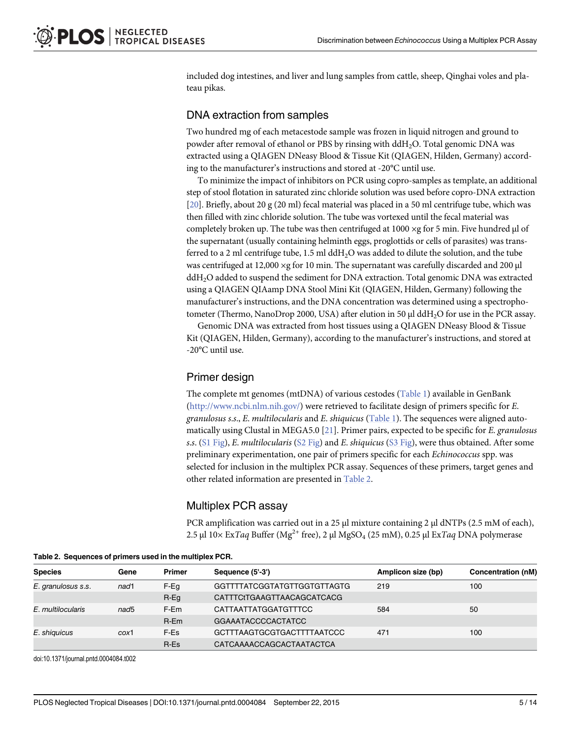included dog intestines, and liver and lung samples from cattle, sheep, Qinghai voles and plateau pikas.

## DNA extraction from samples

Two hundred mg of each metacestode sample was frozen in liquid nitrogen and ground to powder after removal of ethanol or PBS by rinsing with $ddH_2O$. Total genomic DNA was extracted using a QIAGEN DNeasy Blood & Tissue Kit (QIAGEN, Hilden, Germany) according to the manufacturer's instructions and stored at -20°C until use.

To minimize the impact of inhibitors on PCR using copro-samples as template, an additional step of stool flotation in saturated zinc chloride solution was used before copro-DNA extraction [20]. Briefly, about 20 g (20 ml) fecal material was placed in a 50 ml centrifuge tube, which was then filled with zinc chloride solution. The tube was vortexed until the fecal material was completely broken up. The tube was then centrifuged at 1000 ×g for 5 min. Five hundred μl of the supernatant (usually containing helminth eggs, proglottids or cells of parasites) was transferred to a 2 ml centrifuge tube, 1.5 ml $ddH_2O$ was added to dilute the solution, and the tube was centrifuged at 12,000 ×g for 10 min. The supernatant was carefully discarded and 200 μl $ddH_2O$ added to suspend the sediment for DNA extraction. Total genomic DNA was extracted using a QIAGEN QIAamp DNA Stool Mini Kit (QIAGEN, Hilden, Germany) following the manufacturer's instructions, and the DNA concentration was determined using a spectrophotometer (Thermo, NanoDrop 2000, USA) after elution in 50 μl $ddH_2O$ for use in the PCR assay.

Genomic DNA was extracted from host tissues using a QIAGEN DNeasy Blood & Tissue Kit (QIAGEN, Hilden, Germany), according to the manufacturer's instructions, and stored at -20°C until use.

## Primer design

The complete mt genomes (mtDNA) of various cestodes (Table 1) available in GenBank (http://www.ncbi.nlm.nih.gov/) were retrieved to facilitate design of primers specific for *E. granulosus s.s.*, *E. multilocularis* and *E. shiquicus* (Table 1). The sequences were aligned automatically using Clustal in MEGA5.0 [21]. Primer pairs, expected to be specific for *E. granulosus s.s.* (S1 Fig), *E. multilocularis* (S2 Fig) and *E. shiquicus* (S3 Fig), were thus obtained. After some preliminary experimentation, one pair of primers specific for each *Echinococcus* spp. was selected for inclusion in the multiplex PCR assay. Sequences of these primers, target genes and other related information are presented in Table 2.

## Multiplex PCR assay

PCR amplification was carried out in a 25 μl mixture containing 2 μl dNTPs (2.5 mM of each), 2.5 μl 10× Ex*Taq* Buffer ($Mg^{2+}$ free), 2 μl $MgSO_4$ (25 mM), 0.25 μl Ex*Taq* DNA polymerase

**Table 2. Sequences of primers used in the multiplex PCR.**

| Species | Gene | Primer | Sequence (5'-3') | Amplicon size (bp) | Concentration (nM) |
|---|---|---|---|---|---|
| *E. granulosus s.s.* | *nad*1 | F-Eg | GGTTTTATCGGTATGTTGGTGTTAGTG | 219 | 100 |
| | | R-Eg | CATTTCtTGAAGTTAACAGCATCACG | | |
| *E. multilocularis* | *nad*5 | F-Em | CATTAATTATGGATGTTTCC | 584 | 50 |
| | | R-Em | GGAAATACCCCACTATCC | | |
| *E. shiquicus* | *cox*1 | F-Es | GCTTTAAGTGCGTGACTTTTAATCCC | 471 | 100 |
| | | R-Es | CATCAAAACCAGCACTAATACTCA | | |

doi:10.1371/journal.pntd.0004084.t002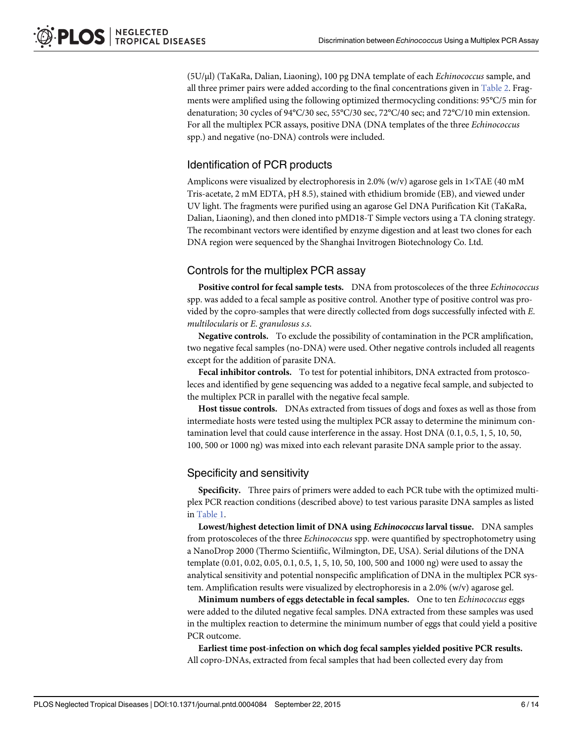(5U/μl) (TaKaRa, Dalian, Liaoning), 100 pg DNA template of each *Echinococcus* sample, and all three primer pairs were added according to the final concentrations given in Table 2. Fragments were amplified using the following optimized thermocycling conditions: 95°C/5 min for denaturation; 30 cycles of 94°C/30 sec, 55°C/30 sec, 72°C/40 sec; and 72°C/10 min extension. For all the multiplex PCR assays, positive DNA (DNA templates of the three *Echinococcus* spp.) and negative (no-DNA) controls were included.

## Identification of PCR products

Amplicons were visualized by electrophoresis in 2.0% (w/v) agarose gels in 1×TAE (40 mM Tris-acetate, 2 mM EDTA, pH 8.5), stained with ethidium bromide (EB), and viewed under UV light. The fragments were purified using an agarose Gel DNA Purification Kit (TaKaRa, Dalian, Liaoning), and then cloned into pMD18-T Simple vectors using a TA cloning strategy. The recombinant vectors were identified by enzyme digestion and at least two clones for each DNA region were sequenced by the Shanghai Invitrogen Biotechnology Co. Ltd.

## Controls for the multiplex PCR assay

**Positive control for fecal sample tests.** DNA from protoscoleces of the three *Echinococcus* spp. was added to a fecal sample as positive control. Another type of positive control was provided by the copro-samples that were directly collected from dogs successfully infected with *E. multilocularis* or *E. granulosus s.s.*

**Negative controls.** To exclude the possibility of contamination in the PCR amplification, two negative fecal samples (no-DNA) were used. Other negative controls included all reagents except for the addition of parasite DNA.

**Fecal inhibitor controls.** To test for potential inhibitors, DNA extracted from protoscoleces and identified by gene sequencing was added to a negative fecal sample, and subjected to the multiplex PCR in parallel with the negative fecal sample.

**Host tissue controls.** DNAs extracted from tissues of dogs and foxes as well as those from intermediate hosts were tested using the multiplex PCR assay to determine the minimum contamination level that could cause interference in the assay. Host DNA (0.1, 0.5, 1, 5, 10, 50, 100, 500 or 1000 ng) was mixed into each relevant parasite DNA sample prior to the assay.

## Specificity and sensitivity

**Specificity.** Three pairs of primers were added to each PCR tube with the optimized multiplex PCR reaction conditions (described above) to test various parasite DNA samples as listed in Table 1.

**Lowest/highest detection limit of DNA using *Echinococcus* larval tissue.** DNA samples from protoscoleces of the three *Echinococcus* spp. were quantified by spectrophotometry using a NanoDrop 2000 (Thermo Scientiific, Wilmington, DE, USA). Serial dilutions of the DNA template (0.01, 0.02, 0.05, 0.1, 0.5, 1, 5, 10, 50, 100, 500 and 1000 ng) were used to assay the analytical sensitivity and potential nonspecific amplification of DNA in the multiplex PCR system. Amplification results were visualized by electrophoresis in a 2.0% (w/v) agarose gel.

**Minimum numbers of eggs detectable in fecal samples.** One to ten *Echinococcus* eggs were added to the diluted negative fecal samples. DNA extracted from these samples was used in the multiplex reaction to determine the minimum number of eggs that could yield a positive PCR outcome.

**Earliest time post-infection on which dog fecal samples yielded positive PCR results.** All copro-DNAs, extracted from fecal samples that had been collected every day from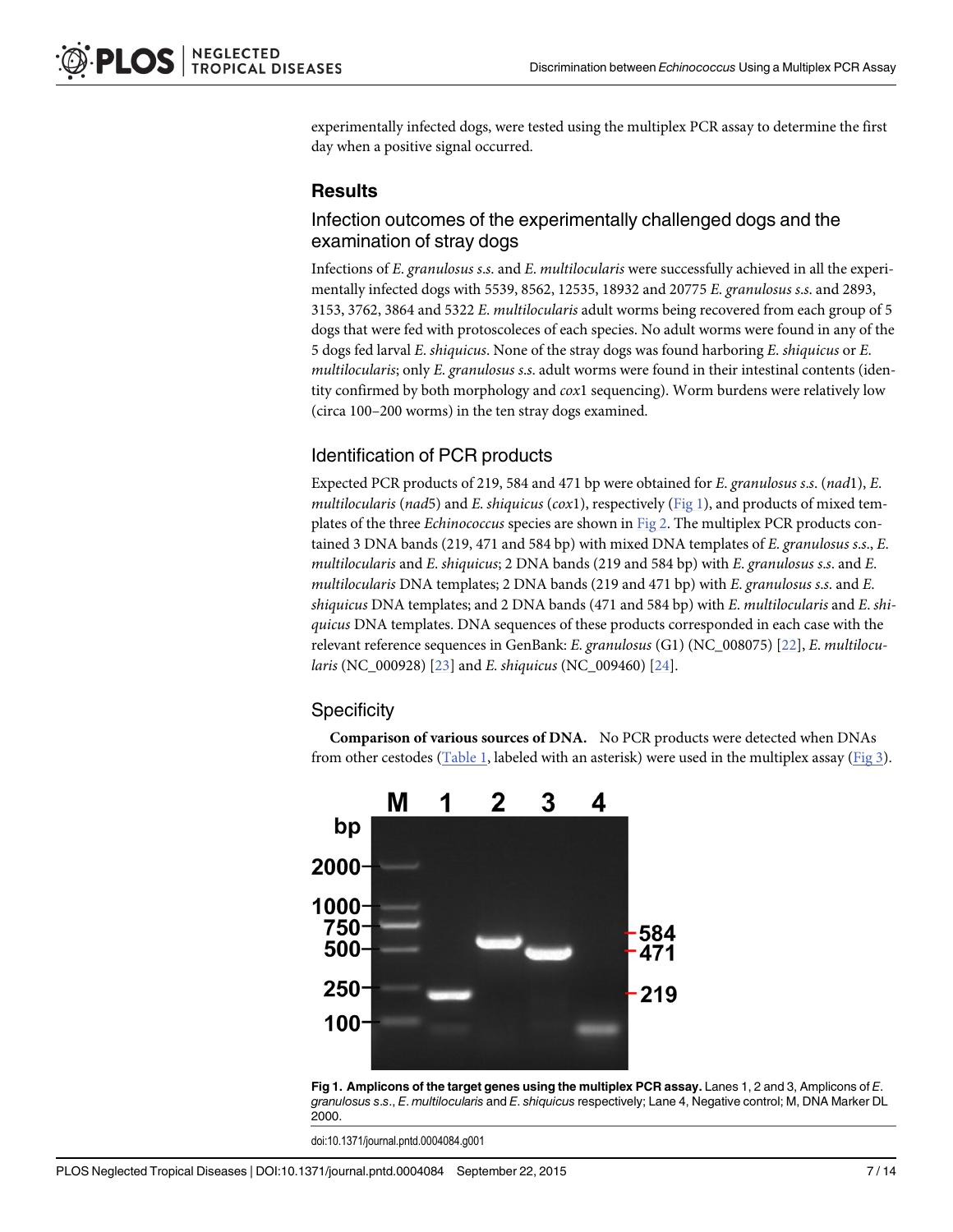experimentally infected dogs, were tested using the multiplex PCR assay to determine the first day when a positive signal occurred.

## Results

### Infection outcomes of the experimentally challenged dogs and the examination of stray dogs

Infections of *E. granulosus s.s.* and *E. multilocularis* were successfully achieved in all the experimentally infected dogs with 5539, 8562, 12535, 18932 and 20775 *E. granulosus s.s.* and 2893, 3153, 3762, 3864 and 5322 *E. multilocularis* adult worms being recovered from each group of 5 dogs that were fed with protoscoleces of each species. No adult worms were found in any of the 5 dogs fed larval *E. shiquicus*. None of the stray dogs was found harboring *E. shiquicus* or *E. multilocularis*; only *E. granulosus s.s.* adult worms were found in their intestinal contents (identity confirmed by both morphology and *cox*1 sequencing). Worm burdens were relatively low (circa 100–200 worms) in the ten stray dogs examined.

### Identification of PCR products

Expected PCR products of 219, 584 and 471 bp were obtained for *E. granulosus s.s.* (*nad*1), *E. multilocularis* (*nad*5) and *E. shiquicus* (*cox*1), respectively (Fig 1), and products of mixed templates of the three *Echinococcus* species are shown in Fig 2. The multiplex PCR products contained 3 DNA bands (219, 471 and 584 bp) with mixed DNA templates of *E. granulosus s.s.*, *E. multilocularis* and *E. shiquicus*; 2 DNA bands (219 and 584 bp) with *E. granulosus s.s.* and *E. multilocularis* DNA templates; 2 DNA bands (219 and 471 bp) with *E. granulosus s.s.* and *E. shiquicus* DNA templates; and 2 DNA bands (471 and 584 bp) with *E. multilocularis* and *E. shiquicus* DNA templates. DNA sequences of these products corresponded in each case with the relevant reference sequences in GenBank: *E. granulosus* (G1) (NC_008075) [22], *E. multilocularis* (NC_000928) [23] and *E. shiquicus* (NC_009460) [24].

### Specificity

**Comparison of various sources of DNA.** No PCR products were detected when DNAs from other cestodes (Table 1, labeled with an asterisk) were used in the multiplex assay (Fig 3).

**Fig 1. Amplicons of the target genes using the multiplex PCR assay.** Lanes 1, 2 and 3, Amplicons of *E. granulosus s.s.*, *E. multilocularis* and *E. shiquicus* respectively; Lane 4, Negative control; M, DNA Marker DL 2000.

doi:10.1371/journal.pntd.0004084.g001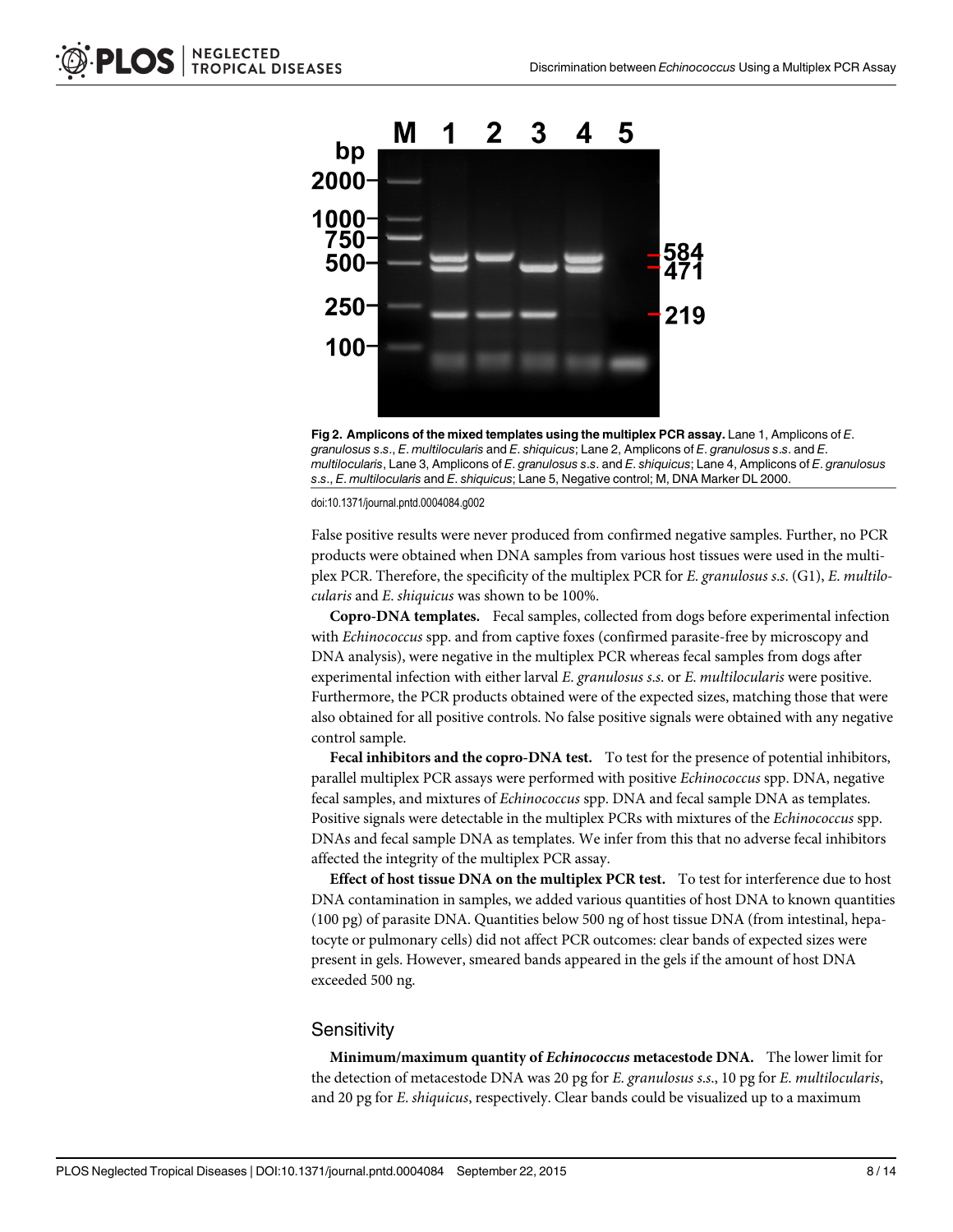Fig 2. Amplicons of the mixed templates using the multiplex PCR assay. Lane 1, Amplicons of *E. granulosus s.s.*, *E. multilocularis* and *E. shiquicus*; Lane 2, Amplicons of *E. granulosus s.s.* and *E. multilocularis*, Lane 3, Amplicons of *E. granulosus s.s.* and *E. shiquicus*; Lane 4, Amplicons of *E. granulosus s.s.*, *E. multilocularis* and *E. shiquicus*; Lane 5, Negative control; M, DNA Marker DL 2000.

doi:10.1371/journal.pntd.0004084.g002

False positive results were never produced from confirmed negative samples. Further, no PCR products were obtained when DNA samples from various host tissues were used in the multiplex PCR. Therefore, the specificity of the multiplex PCR for *E. granulosus s.s.* (G1), *E. multilocularis* and *E. shiquicus* was shown to be 100%.

**Copro-DNA templates.** Fecal samples, collected from dogs before experimental infection with *Echinococcus* spp. and from captive foxes (confirmed parasite-free by microscopy and DNA analysis), were negative in the multiplex PCR whereas fecal samples from dogs after experimental infection with either larval *E. granulosus s.s.* or *E. multilocularis* were positive. Furthermore, the PCR products obtained were of the expected sizes, matching those that were also obtained for all positive controls. No false positive signals were obtained with any negative control sample.

**Fecal inhibitors and the copro-DNA test.** To test for the presence of potential inhibitors, parallel multiplex PCR assays were performed with positive *Echinococcus* spp. DNA, negative fecal samples, and mixtures of *Echinococcus* spp. DNA and fecal sample DNA as templates. Positive signals were detectable in the multiplex PCRs with mixtures of the *Echinococcus* spp. DNAs and fecal sample DNA as templates. We infer from this that no adverse fecal inhibitors affected the integrity of the multiplex PCR assay.

**Effect of host tissue DNA on the multiplex PCR test.** To test for interference due to host DNA contamination in samples, we added various quantities of host DNA to known quantities (100 pg) of parasite DNA. Quantities below 500 ng of host tissue DNA (from intestinal, hepatocyte or pulmonary cells) did not affect PCR outcomes: clear bands of expected sizes were present in gels. However, smeared bands appeared in the gels if the amount of host DNA exceeded 500 ng.

## Sensitivity

**Minimum/maximum quantity of *Echinococcus* metacestode DNA.** The lower limit for the detection of metacestode DNA was 20 pg for *E. granulosus s.s.*, 10 pg for *E. multilocularis*, and 20 pg for *E. shiquicus*, respectively. Clear bands could be visualized up to a maximum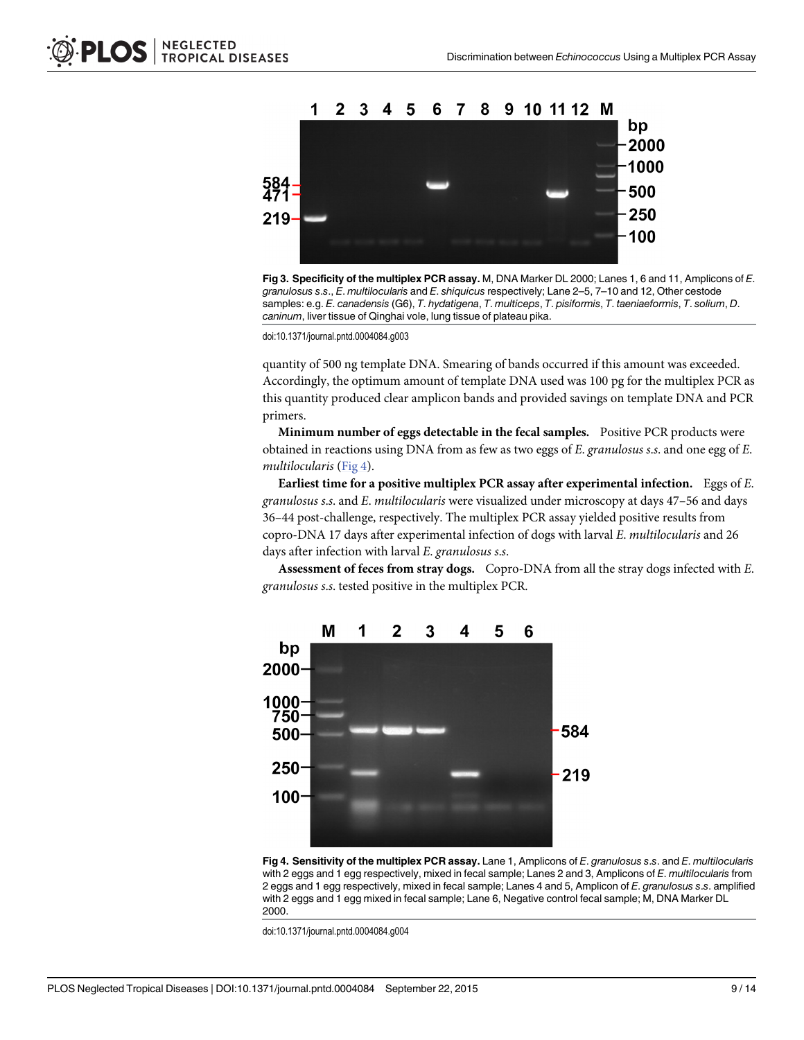Fig 3. Specificity of the multiplex PCR assay. M, DNA Marker DL 2000; Lanes 1, 6 and 11, Amplicons of *E. granulosus s.s.*, *E. multilocularis* and *E. shiquicus* respectively; Lane 2–5, 7–10 and 12, Other cestode samples: e.g. *E. canadensis* (G6), *T. hydatigena*, *T. multiceps*, *T. pisiformis*, *T. taeniaeformis*, *T. solium*, *D. caninum*, liver tissue of Qinghai vole, lung tissue of plateau pika.

doi:10.1371/journal.pntd.0004084.g003

quantity of 500 ng template DNA. Smearing of bands occurred if this amount was exceeded. Accordingly, the optimum amount of template DNA used was 100 pg for the multiplex PCR as this quantity produced clear amplicon bands and provided savings on template DNA and PCR primers.

**Minimum number of eggs detectable in the fecal samples.** Positive PCR products were obtained in reactions using DNA from as few as two eggs of *E. granulosus s.s.* and one egg of *E. multilocularis* (Fig 4).

**Earliest time for a positive multiplex PCR assay after experimental infection.** Eggs of *E. granulosus s.s.* and *E. multilocularis* were visualized under microscopy at days 47–56 and days 36–44 post-challenge, respectively. The multiplex PCR assay yielded positive results from copro-DNA 17 days after experimental infection of dogs with larval *E. multilocularis* and 26 days after infection with larval *E. granulosus s.s.*

**Assessment of feces from stray dogs.** Copro-DNA from all the stray dogs infected with *E. granulosus s.s.* tested positive in the multiplex PCR.

Fig 4. Sensitivity of the multiplex PCR assay. Lane 1, Amplicons of *E. granulosus s.s.* and *E. multilocularis* with 2 eggs and 1 egg respectively, mixed in fecal sample; Lanes 2 and 3, Amplicons of *E. multilocularis* from 2 eggs and 1 egg respectively, mixed in fecal sample; Lanes 4 and 5, Amplicon of *E. granulosus s.s.* amplified with 2 eggs and 1 egg mixed in fecal sample; Lane 6, Negative control fecal sample; M, DNA Marker DL 2000.

doi:10.1371/journal.pntd.0004084.g004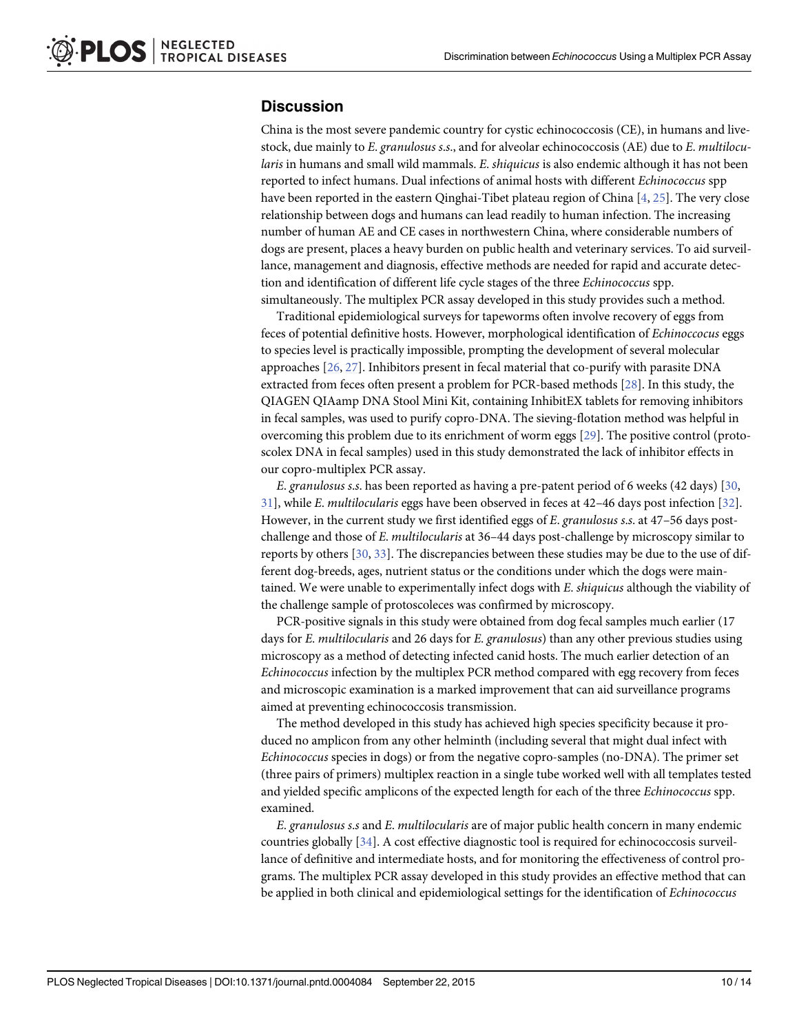## Discussion

China is the most severe pandemic country for cystic echinococcosis (CE), in humans and livestock, due mainly to *E. granulosus s.s.*, and for alveolar echinococcosis (AE) due to *E. multilocularis* in humans and small wild mammals. *E. shiquicus* is also endemic although it has not been reported to infect humans. Dual infections of animal hosts with different *Echinococcus* spp have been reported in the eastern Qinghai-Tibet plateau region of China [4, 25]. The very close relationship between dogs and humans can lead readily to human infection. The increasing number of human AE and CE cases in northwestern China, where considerable numbers of dogs are present, places a heavy burden on public health and veterinary services. To aid surveillance, management and diagnosis, effective methods are needed for rapid and accurate detection and identification of different life cycle stages of the three *Echinococcus* spp. simultaneously. The multiplex PCR assay developed in this study provides such a method.

Traditional epidemiological surveys for tapeworms often involve recovery of eggs from feces of potential definitive hosts. However, morphological identification of *Echinococcus* eggs to species level is practically impossible, prompting the development of several molecular approaches [26, 27]. Inhibitors present in fecal material that co-purify with parasite DNA extracted from feces often present a problem for PCR-based methods [28]. In this study, the QIAGEN QIAamp DNA Stool Mini Kit, containing InhibitEX tablets for removing inhibitors in fecal samples, was used to purify copro-DNA. The sieving-flotation method was helpful in overcoming this problem due to its enrichment of worm eggs [29]. The positive control (protoscolex DNA in fecal samples) used in this study demonstrated the lack of inhibitor effects in our copro-multiplex PCR assay.

*E. granulosus s.s.* has been reported as having a pre-patent period of 6 weeks (42 days) [30, 31], while *E. multilocularis* eggs have been observed in feces at 42–46 days post infection [32]. However, in the current study we first identified eggs of *E. granulosus s.s.* at 47–56 days post-challenge and those of *E. multilocularis* at 36–44 days post-challenge by microscopy similar to reports by others [30, 33]. The discrepancies between these studies may be due to the use of different dog-breeds, ages, nutrient status or the conditions under which the dogs were maintained. We were unable to experimentally infect dogs with *E. shiquicus* although the viability of the challenge sample of protoscoleces was confirmed by microscopy.

PCR-positive signals in this study were obtained from dog fecal samples much earlier (17 days for *E. multilocularis* and 26 days for *E. granulosus*) than any other previous studies using microscopy as a method of detecting infected canid hosts. The much earlier detection of an *Echinococcus* infection by the multiplex PCR method compared with egg recovery from feces and microscopic examination is a marked improvement that can aid surveillance programs aimed at preventing echinococcosis transmission.

The method developed in this study has achieved high species specificity because it produced no amplicon from any other helminth (including several that might dual infect with *Echinococcus* species in dogs) or from the negative copro-samples (no-DNA). The primer set (three pairs of primers) multiplex reaction in a single tube worked well with all templates tested and yielded specific amplicons of the expected length for each of the three *Echinococcus* spp. examined.

*E. granulosus s.s* and *E. multilocularis* are of major public health concern in many endemic countries globally [34]. A cost effective diagnostic tool is required for echinococcosis surveillance of definitive and intermediate hosts, and for monitoring the effectiveness of control programs. The multiplex PCR assay developed in this study provides an effective method that can be applied in both clinical and epidemiological settings for the identification of *Echinococcus*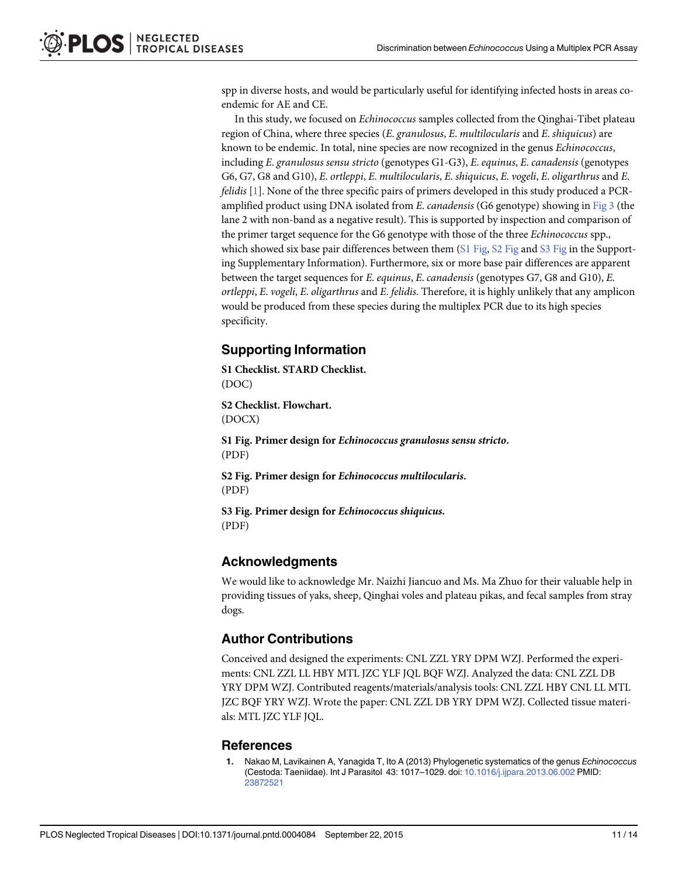spp in diverse hosts, and would be particularly useful for identifying infected hosts in areas co-endemic for AE and CE.

In this study, we focused on *Echinococcus* samples collected from the Qinghai-Tibet plateau region of China, where three species (*E*. *granulosus*, *E*. *multilocularis* and *E*. *shiquicus*) are known to be endemic. In total, nine species are now recognized in the genus *Echinococcus*, including *E*. *granulosus sensu stricto* (genotypes G1-G3), *E*. *equinus*, *E*. *canadensis* (genotypes G6, G7, G8 and G10), *E*. *ortleppi*, *E*. *multilocularis*, *E*. *shiquicus*, *E*. *vogeli*, *E*. *oligarthrus* and *E*. *felidis* [1]. None of the three specific pairs of primers developed in this study produced a PCR-amplified product using DNA isolated from *E*. *canadensis* (G6 genotype) showing in Fig 3 (the lane 2 with non-band as a negative result). This is supported by inspection and comparison of the primer target sequence for the G6 genotype with those of the three *Echinococcus* spp., which showed six base pair differences between them (S1 Fig, S2 Fig and S3 Fig in the Supporting Supplementary Information). Furthermore, six or more base pair differences are apparent between the target sequences for *E*. *equinus*, *E*. *canadensis* (genotypes G7, G8 and G10), *E*. *ortleppi*, *E*. *vogeli*, *E*. *oligarthrus* and *E*. *felidis*. Therefore, it is highly unlikely that any amplicon would be produced from these species during the multiplex PCR due to its high species specificity.

## Supporting Information

**S1 Checklist. STARD Checklist.**
(DOC)

**S2 Checklist. Flowchart.**
(DOCX)

**S1 Fig. Primer design for *Echinococcus granulosus sensu stricto*.**
(PDF)

**S2 Fig. Primer design for *Echinococcus multilocularis*.**
(PDF)

**S3 Fig. Primer design for *Echinococcus shiquicus*.**
(PDF)

## Acknowledgments

We would like to acknowledge Mr. Naizhi Jiancuo and Ms. Ma Zhuo for their valuable help in providing tissues of yaks, sheep, Qinghai voles and plateau pikas, and fecal samples from stray dogs.

## Author Contributions

Conceived and designed the experiments: CNL ZZL YRY DPM WZJ. Performed the experiments: CNL ZZL LL HBY MTL JZC YLF JQL BQF WZJ. Analyzed the data: CNL ZZL DB YRY DPM WZJ. Contributed reagents/materials/analysis tools: CNL ZZL HBY CNL LL MTL JZC BQF YRY WZJ. Wrote the paper: CNL ZZL DB YRY DPM WZJ. Collected tissue materials: MTL JZC YLF JQL.

## References

1. Nakao M, Lavikainen A, Yanagida T, Ito A (2013) Phylogenetic systematics of the genus *Echinococcus* (Cestoda: Taeniidae). Int J Parasitol 43: 1017–1029. doi: 10.1016/j.ijpara.2013.06.002 PMID: 23872521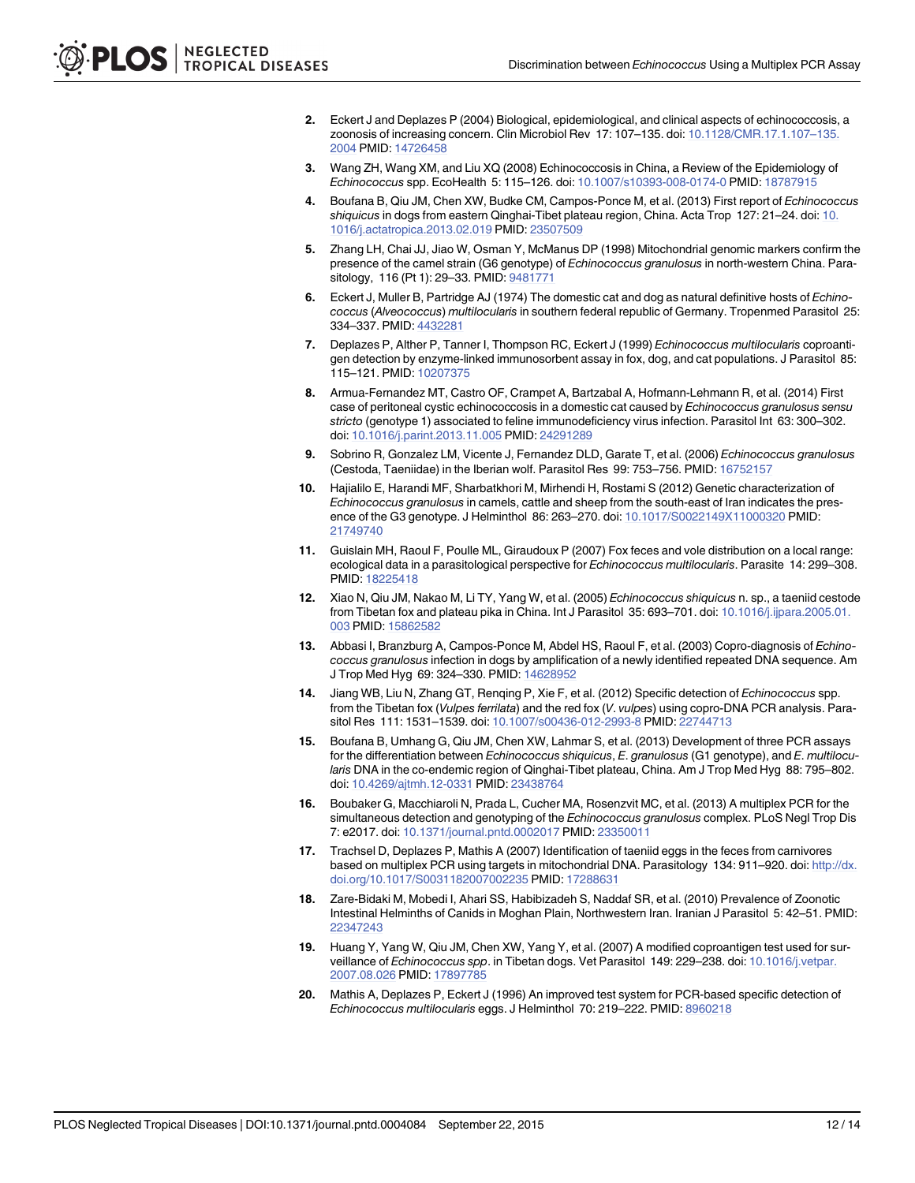2. Eckert J and Deplazes P (2004) Biological, epidemiological, and clinical aspects of echinococcosis, a zoonosis of increasing concern. Clin Microbiol Rev 17: 107–135. doi: 10.1128/CMR.17.1.107–135.2004 PMID: 14726458
3. Wang ZH, Wang XM, and Liu XQ (2008) Echinococcosis in China, a Review of the Epidemiology of *Echinococcus* spp. EcoHealth 5: 115–126. doi: 10.1007/s10393-008-0174-0 PMID: 18787915
4. Boufana B, Qiu JM, Chen XW, Budke CM, Campos-Ponce M, et al. (2013) First report of *Echinococcus shiquicus* in dogs from eastern Qinghai-Tibet plateau region, China. Acta Trop 127: 21–24. doi: 10.1016/j.actatropica.2013.02.019 PMID: 23507509
5. Zhang LH, Chai JJ, Jiao W, Osman Y, McManus DP (1998) Mitochondrial genomic markers confirm the presence of the camel strain (G6 genotype) of *Echinococcus granulosus* in north-western China. Parasitology, 116 (Pt 1): 29–33. PMID: 9481771
6. Eckert J, Muller B, Partridge AJ (1974) The domestic cat and dog as natural definitive hosts of *Echinococcus* (*Alveococcus*) *multilocularis* in southern federal republic of Germany. Tropenmed Parasitol 25: 334–337. PMID: 4432281
7. Deplazes P, Alther P, Tanner I, Thompson RC, Eckert J (1999) *Echinococcus multilocularis* coproantigen detection by enzyme-linked immunosorbent assay in fox, dog, and cat populations. J Parasitol 85: 115–121. PMID: 10207375
8. Armua-Fernandez MT, Castro OF, Crampet A, Bartzabal A, Hofmann-Lehmann R, et al. (2014) First case of peritoneal cystic echinococcosis in a domestic cat caused by *Echinococcus granulosus sensu stricto* (genotype 1) associated to feline immunodeficiency virus infection. Parasitol Int 63: 300–302. doi: 10.1016/j.parint.2013.11.005 PMID: 24291289
9. Sobrino R, Gonzalez LM, Vicente J, Fernandez DLD, Garate T, et al. (2006) *Echinococcus granulosus* (Cestoda, Taeniidae) in the Iberian wolf. Parasitol Res 99: 753–756. PMID: 16752157
10. Hajialilo E, Harandi MF, Sharbatkhori M, Mirhendi H, Rostami S (2012) Genetic characterization of *Echinococcus granulosus* in camels, cattle and sheep from the south-east of Iran indicates the presence of the G3 genotype. J Helminthol 86: 263–270. doi: 10.1017/S0022149X11000320 PMID: 21749740
11. Guislain MH, Raoul F, Poulle ML, Giraudoux P (2007) Fox feces and vole distribution on a local range: ecological data in a parasitological perspective for *Echinococcus multilocularis*. Parasite 14: 299–308. PMID: 18225418
12. Xiao N, Qiu JM, Nakao M, Li TY, Yang W, et al. (2005) *Echinococcus shiquicus* n. sp., a taeniid cestode from Tibetan fox and plateau pika in China. Int J Parasitol 35: 693–701. doi: 10.1016/j.ijpara.2005.01.003 PMID: 15862582
13. Abbasi I, Branzburg A, Campos-Ponce M, Abdel HS, Raoul F, et al. (2003) Copro-diagnosis of *Echinococcus granulosus* infection in dogs by amplification of a newly identified repeated DNA sequence. Am J Trop Med Hyg 69: 324–330. PMID: 14628952
14. Jiang WB, Liu N, Zhang GT, Renqing P, Xie F, et al. (2012) Specific detection of *Echinococcus* spp. from the Tibetan fox (*Vulpes ferrilata*) and the red fox (*V. vulpes*) using copro-DNA PCR analysis. Parasitol Res 111: 1531–1539. doi: 10.1007/s00436-012-2993-8 PMID: 22744713
15. Boufana B, Umhang G, Qiu JM, Chen XW, Lahmar S, et al. (2013) Development of three PCR assays for the differentiation between *Echinococcus shiquicus*, *E. granulosus* (G1 genotype), and *E. multilocularis* DNA in the co-endemic region of Qinghai-Tibet plateau, China. Am J Trop Med Hyg 88: 795–802. doi: 10.4269/ajtmh.12-0331 PMID: 23438764
16. Boubaker G, Macchiaroli N, Prada L, Cucher MA, Rosenzvit MC, et al. (2013) A multiplex PCR for the simultaneous detection and genotyping of the *Echinococcus granulosus* complex. PLoS Negl Trop Dis 7: e2017. doi: 10.1371/journal.pntd.0002017 PMID: 23350011
17. Trachsel D, Deplazes P, Mathis A (2007) Identification of taeniid eggs in the feces from carnivores based on multiplex PCR using targets in mitochondrial DNA. Parasitology 134: 911–920. doi: http://dx.doi.org/10.1017/S0031182007002235 PMID: 17288631
18. Zare-Bidaki M, Mobedi I, Ahari SS, Habibizadeh S, Naddaf SR, et al. (2010) Prevalence of Zoonotic Intestinal Helminths of Canids in Moghan Plain, Northwestern Iran. Iranian J Parasitol 5: 42–51. PMID: 22347243
19. Huang Y, Yang W, Qiu JM, Chen XW, Yang Y, et al. (2007) A modified coproantigen test used for surveillance of *Echinococcus spp*. in Tibetan dogs. Vet Parasitol 149: 229–238. doi: 10.1016/j.vetpar.2007.08.026 PMID: 17897785
20. Mathis A, Deplazes P, Eckert J (1996) An improved test system for PCR-based specific detection of *Echinococcus multilocularis* eggs. J Helminthol 70: 219–222. PMID: 8960218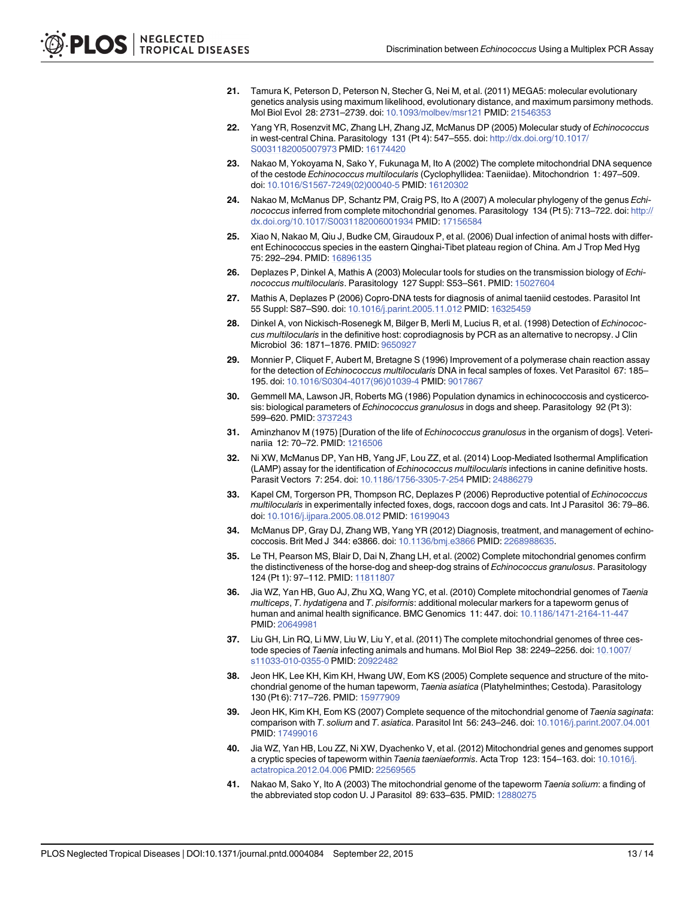21. Tamura K, Peterson D, Peterson N, Stecher G, Nei M, et al. (2011) MEGA5: molecular evolutionary genetics analysis using maximum likelihood, evolutionary distance, and maximum parsimony methods. Mol Biol Evol 28: 2731–2739. doi: 10.1093/molbev/msr121 PMID: 21546353

22. Yang YR, Rosenzvit MC, Zhang LH, Zhang JZ, McManus DP (2005) Molecular study of *Echinococcus* in west-central China. Parasitology 131 (Pt 4): 547–555. doi: http://dx.doi.org/10.1017/S0031182005007973 PMID: 16174420

23. Nakao M, Yokoyama N, Sako Y, Fukunaga M, Ito A (2002) The complete mitochondrial DNA sequence of the cestode *Echinococcus multilocularis* (Cyclophyllidea: Taeniidae). Mitochondrion 1: 497–509. doi: 10.1016/S1567-7249(02)00040-5 PMID: 16120302

24. Nakao M, McManus DP, Schantz PM, Craig PS, Ito A (2007) A molecular phylogeny of the genus *Echinococcus* inferred from complete mitochondrial genomes. Parasitology 134 (Pt 5): 713–722. doi: http://dx.doi.org/10.1017/S0031182006001934 PMID: 17156584

25. Xiao N, Nakao M, Qiu J, Budke CM, Giraudoux P, et al. (2006) Dual infection of animal hosts with different Echinococcus species in the eastern Qinghai-Tibet plateau region of China. Am J Trop Med Hyg 75: 292–294. PMID: 16896135

26. Deplazes P, Dinkel A, Mathis A (2003) Molecular tools for studies on the transmission biology of *Echinococcus multilocularis*. Parasitology 127 Suppl: S53–S61. PMID: 15027604

27. Mathis A, Deplazes P (2006) Copro-DNA tests for diagnosis of animal taeniid cestodes. Parasitol Int 55 Suppl: S87–S90. doi: 10.1016/j.parint.2005.11.012 PMID: 16325459

28. Dinkel A, von Nickisch-Rosenegk M, Bilger B, Merli M, Lucius R, et al. (1998) Detection of *Echinococcus multilocularis* in the definitive host: coprodiagnosis by PCR as an alternative to necropsy. J Clin Microbiol 36: 1871–1876. PMID: 9650927

29. Monnier P, Cliquet F, Aubert M, Bretagne S (1996) Improvement of a polymerase chain reaction assay for the detection of *Echinococcus multilocularis* DNA in fecal samples of foxes. Vet Parasitol 67: 185–195. doi: 10.1016/S0304-4017(96)01039-4 PMID: 9017867

30. Gemmell MA, Lawson JR, Roberts MG (1986) Population dynamics in echinococcosis and cysticercosis: biological parameters of *Echinococcus granulosus* in dogs and sheep. Parasitology 92 (Pt 3): 599–620. PMID: 3737243

31. Aminzhanov M (1975) [Duration of the life of *Echinococcus granulosus* in the organism of dogs]. Veterinariia 12: 70–72. PMID: 1216506

32. Ni XW, McManus DP, Yan HB, Yang JF, Lou ZZ, et al. (2014) Loop-Mediated Isothermal Amplification (LAMP) assay for the identification of *Echinococcus multilocularis* infections in canine definitive hosts. Parasit Vectors 7: 254. doi: 10.1186/1756-3305-7-254 PMID: 24886279

33. Kapel CM, Torgerson PR, Thompson RC, Deplazes P (2006) Reproductive potential of *Echinococcus multilocularis* in experimentally infected foxes, dogs, raccoon dogs and cats. Int J Parasitol 36: 79–86. doi: 10.1016/j.ijpara.2005.08.012 PMID: 16199043

34. McManus DP, Gray DJ, Zhang WB, Yang YR (2012) Diagnosis, treatment, and management of echinococcosis. Brit Med J 344: e3866. doi: 10.1136/bmj.e3866 PMID: 2268988635.

35. Le TH, Pearson MS, Blair D, Dai N, Zhang LH, et al. (2002) Complete mitochondrial genomes confirm the distinctiveness of the horse-dog and sheep-dog strains of *Echinococcus granulosus*. Parasitology 124 (Pt 1): 97–112. PMID: 11811807

36. Jia WZ, Yan HB, Guo AJ, Zhu XQ, Wang YC, et al. (2010) Complete mitochondrial genomes of *Taenia multiceps*, *T. hydatigena* and *T. pisiformis*: additional molecular markers for a tapeworm genus of human and animal health significance. BMC Genomics 11: 447. doi: 10.1186/1471-2164-11-447 PMID: 20649981

37. Liu GH, Lin RQ, Li MW, Liu W, Liu Y, et al. (2011) The complete mitochondrial genomes of three cestode species of *Taenia* infecting animals and humans. Mol Biol Rep 38: 2249–2256. doi: 10.1007/s11033-010-0355-0 PMID: 20922482

38. Jeon HK, Lee KH, Kim KH, Hwang UW, Eom KS (2005) Complete sequence and structure of the mitochondrial genome of the human tapeworm, *Taenia asiatica* (Platyhelminthes; Cestoda). Parasitology 130 (Pt 6): 717–726. PMID: 15977909

39. Jeon HK, Kim KH, Eom KS (2007) Complete sequence of the mitochondrial genome of *Taenia saginata*: comparison with *T. solium* and *T. asiatica*. Parasitol Int 56: 243–246. doi: 10.1016/j.parint.2007.04.001 PMID: 17499016

40. Jia WZ, Yan HB, Lou ZZ, Ni XW, Dyachenko V, et al. (2012) Mitochondrial genes and genomes support a cryptic species of tapeworm within *Taenia taeniaeformis*. Acta Trop 123: 154–163. doi: 10.1016/j.actatropica.2012.04.006 PMID: 22569565

41. Nakao M, Sako Y, Ito A (2003) The mitochondrial genome of the tapeworm *Taenia solium*: a finding of the abbreviated stop codon U. J Parasitol 89: 633–635. PMID: 12880275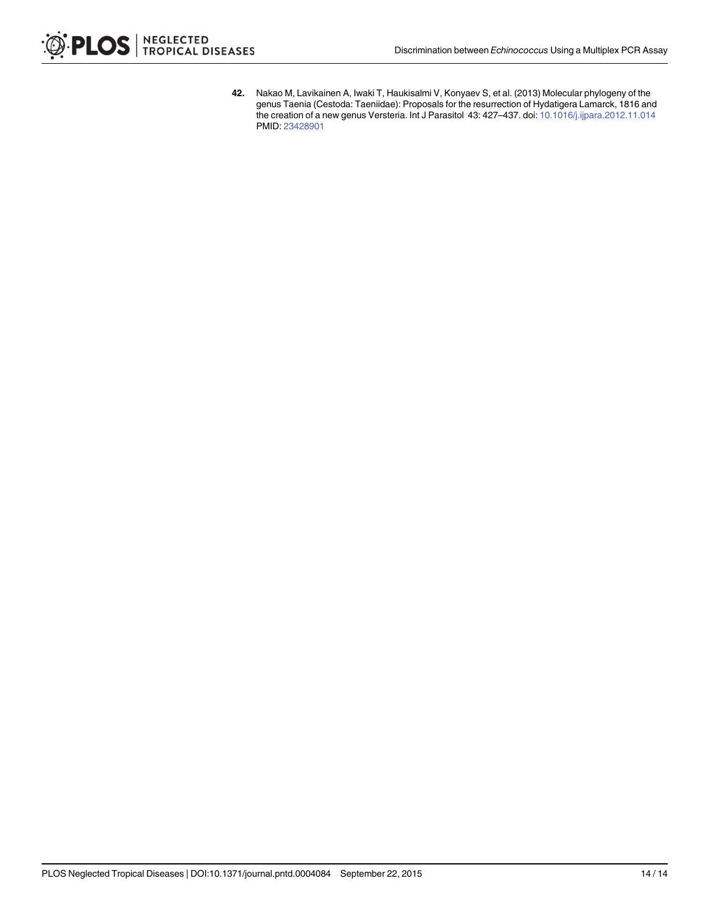42. Nakao M, Lavikainen A, Iwaki T, Haukisalmi V, Konyaev S, et al. (2013) Molecular phylogeny of the genus Taenia (Cestoda: Taeniidae): Proposals for the resurrection of Hydatigera Lamarck, 1816 and the creation of a new genus Versteria. Int J Parasitol 43: 427–437. doi: 10.1016/j.ijpara.2012.11.014 PMID: 23428901